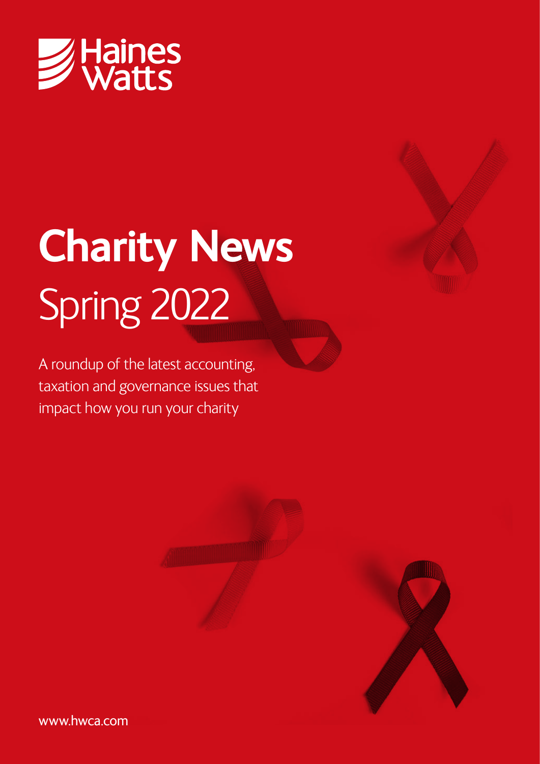Haines Watts

# Charity News
## Spring 2022

A roundup of the latest accounting, taxation and governance issues that impact how you run your charity

www.hwca.com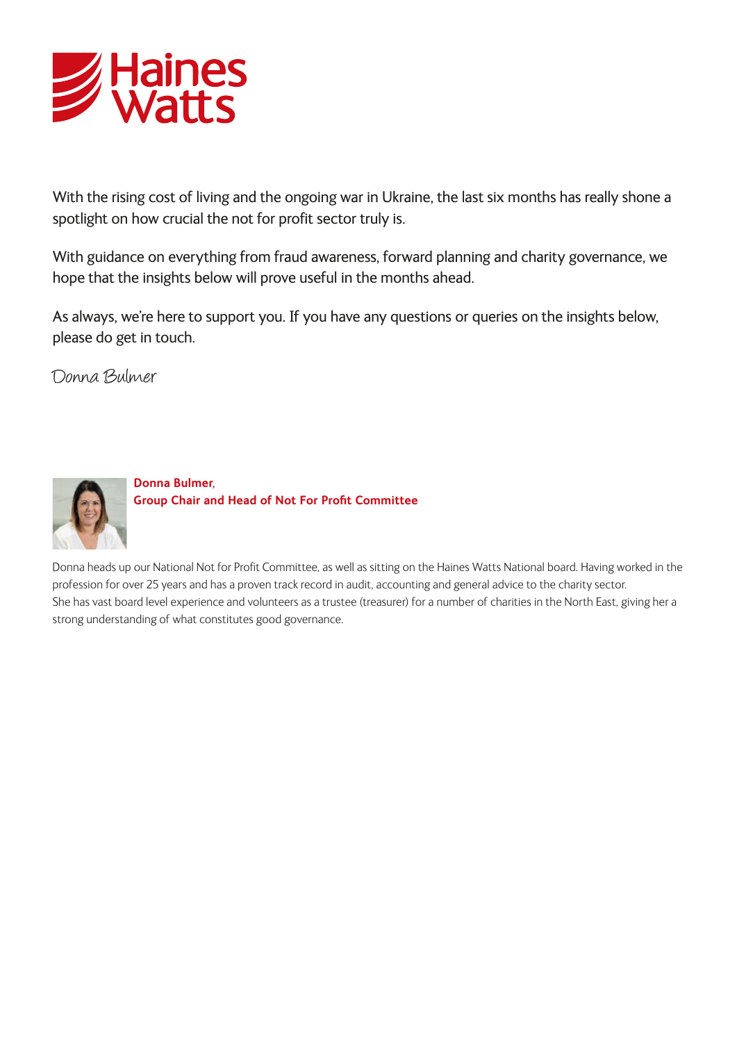# Haines Watts

With the rising cost of living and the ongoing war in Ukraine, the last six months has really shone a spotlight on how crucial the not for profit sector truly is.

With guidance on everything from fraud awareness, forward planning and charity governance, we hope that the insights below will prove useful in the months ahead.

As always, we're here to support you. If you have any questions or queries on the insights below, please do get in touch.

*Donna Bulmer*

**Donna Bulmer,**
**Group Chair and Head of Not For Profit Committee**

Donna heads up our National Not for Profit Committee, as well as sitting on the Haines Watts National board. Having worked in the profession for over 25 years and has a proven track record in audit, accounting and general advice to the charity sector.
She has vast board level experience and volunteers as a trustee (treasurer) for a number of charities in the North East, giving her a strong understanding of what constitutes good governance.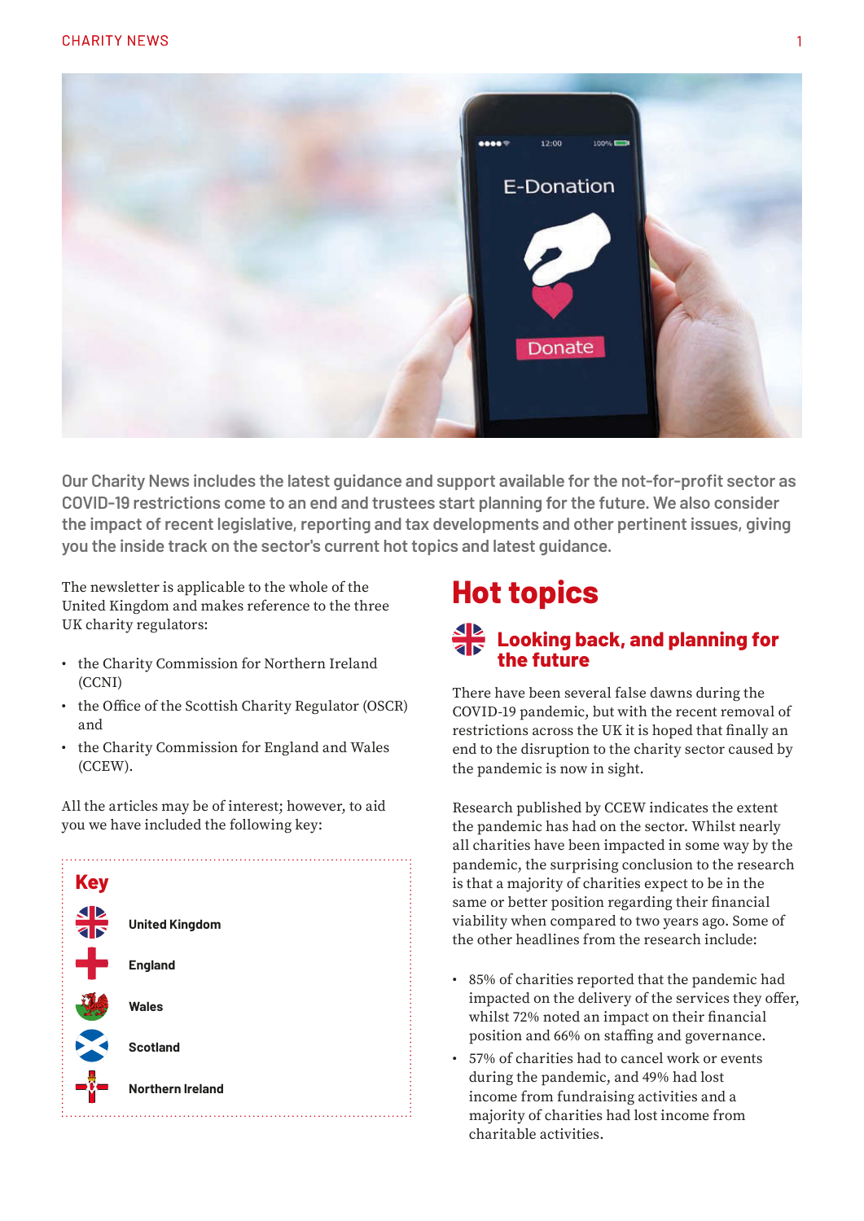Our Charity News includes the latest guidance and support available for the not-for-profit sector as COVID-19 restrictions come to an end and trustees start planning for the future. We also consider the impact of recent legislative, reporting and tax developments and other pertinent issues, giving you the inside track on the sector's current hot topics and latest guidance.

The newsletter is applicable to the whole of the United Kingdom and makes reference to the three UK charity regulators:

- the Charity Commission for Northern Ireland (CCNI)
- the Office of the Scottish Charity Regulator (OSCR) and
- the Charity Commission for England and Wales (CCEW).

All the articles may be of interest; however, to aid you we have included the following key:

**Key**

- United Kingdom
- England
- Wales
- Scotland
- Northern Ireland

# Hot topics

## Looking back, and planning for the future

There have been several false dawns during the COVID-19 pandemic, but with the recent removal of restrictions across the UK it is hoped that finally an end to the disruption to the charity sector caused by the pandemic is now in sight.

Research published by CCEW indicates the extent the pandemic has had on the sector. Whilst nearly all charities have been impacted in some way by the pandemic, the surprising conclusion to the research is that a majority of charities expect to be in the same or better position regarding their financial viability when compared to two years ago. Some of the other headlines from the research include:

- 85% of charities reported that the pandemic had impacted on the delivery of the services they offer, whilst 72% noted an impact on their financial position and 66% on staffing and governance.
- 57% of charities had to cancel work or events during the pandemic, and 49% had lost income from fundraising activities and a majority of charities had lost income from charitable activities.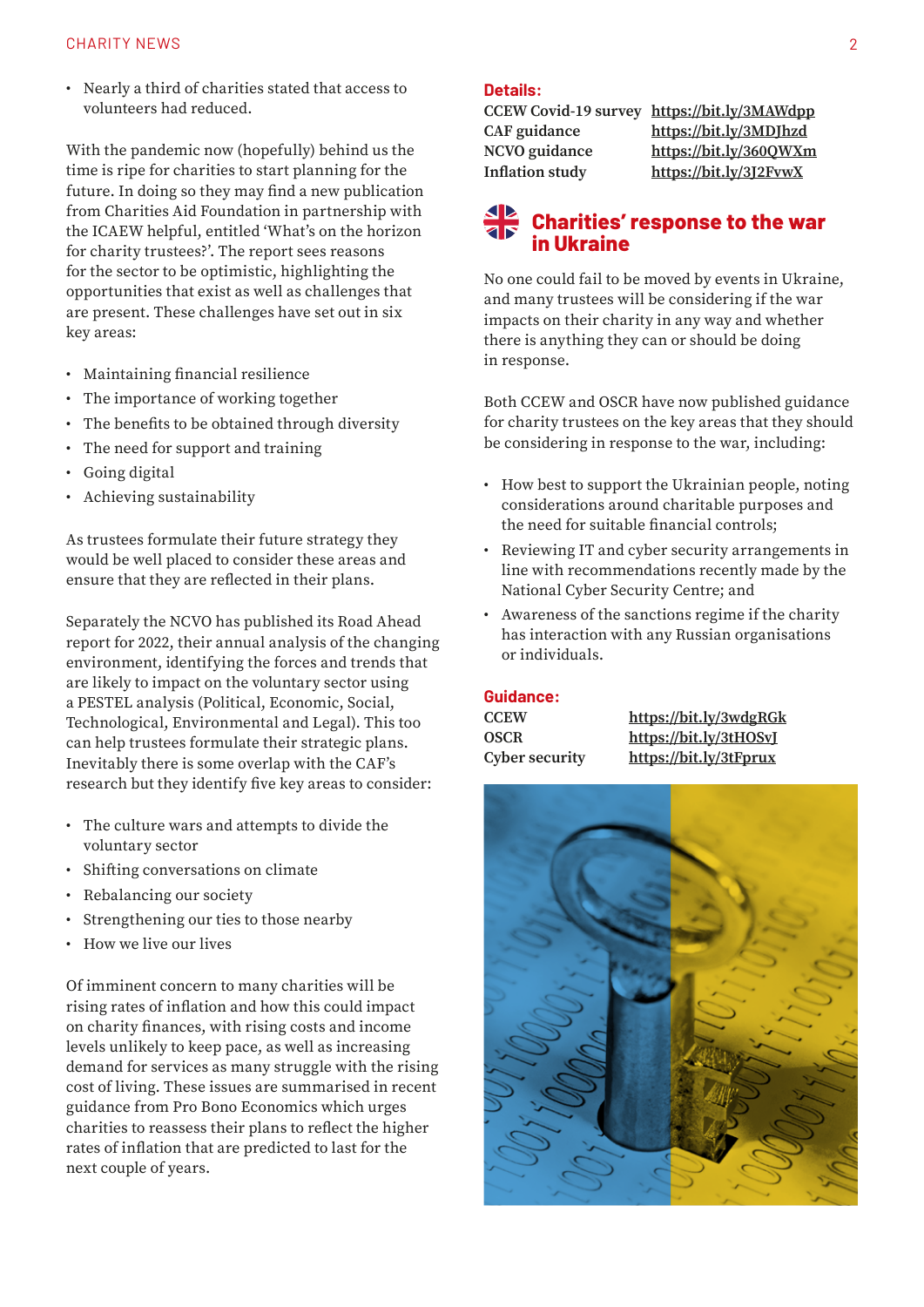- Nearly a third of charities stated that access to volunteers had reduced.

With the pandemic now (hopefully) behind us the time is ripe for charities to start planning for the future. In doing so they may find a new publication from Charities Aid Foundation in partnership with the ICAEW helpful, entitled 'What's on the horizon for charity trustees?'. The report sees reasons for the sector to be optimistic, highlighting the opportunities that exist as well as challenges that are present. These challenges have set out in six key areas:

- Maintaining financial resilience
- The importance of working together
- The benefits to be obtained through diversity
- The need for support and training
- Going digital
- Achieving sustainability

As trustees formulate their future strategy they would be well placed to consider these areas and ensure that they are reflected in their plans.

Separately the NCVO has published its Road Ahead report for 2022, their annual analysis of the changing environment, identifying the forces and trends that are likely to impact on the voluntary sector using a PESTEL analysis (Political, Economic, Social, Technological, Environmental and Legal). This too can help trustees formulate their strategic plans. Inevitably there is some overlap with the CAF's research but they identify five key areas to consider:

- The culture wars and attempts to divide the voluntary sector
- Shifting conversations on climate
- Rebalancing our society
- Strengthening our ties to those nearby
- How we live our lives

Of imminent concern to many charities will be rising rates of inflation and how this could impact on charity finances, with rising costs and income levels unlikely to keep pace, as well as increasing demand for services as many struggle with the rising cost of living. These issues are summarised in recent guidance from Pro Bono Economics which urges charities to reassess their plans to reflect the higher rates of inflation that are predicted to last for the next couple of years.

**Details:**

| | |
|---|---|
| **CCEW Covid-19 survey** | https://bit.ly/3MAWdpp |
| **CAF guidance** | https://bit.ly/3MDJhzd |
| **NCVO guidance** | https://bit.ly/360QWXm |
| **Inflation study** | https://bit.ly/3J2FvwX |

## Charities' response to the war in Ukraine

No one could fail to be moved by events in Ukraine, and many trustees will be considering if the war impacts on their charity in any way and whether there is anything they can or should be doing in response.

Both CCEW and OSCR have now published guidance for charity trustees on the key areas that they should be considering in response to the war, including:

- How best to support the Ukrainian people, noting considerations around charitable purposes and the need for suitable financial controls;
- Reviewing IT and cyber security arrangements in line with recommendations recently made by the National Cyber Security Centre; and
- Awareness of the sanctions regime if the charity has interaction with any Russian organisations or individuals.

**Guidance:**

| | |
|---|---|
| **CCEW** | https://bit.ly/3wdgRGk |
| **OSCR** | https://bit.ly/3tHOSvJ |
| **Cyber security** | https://bit.ly/3tFprux |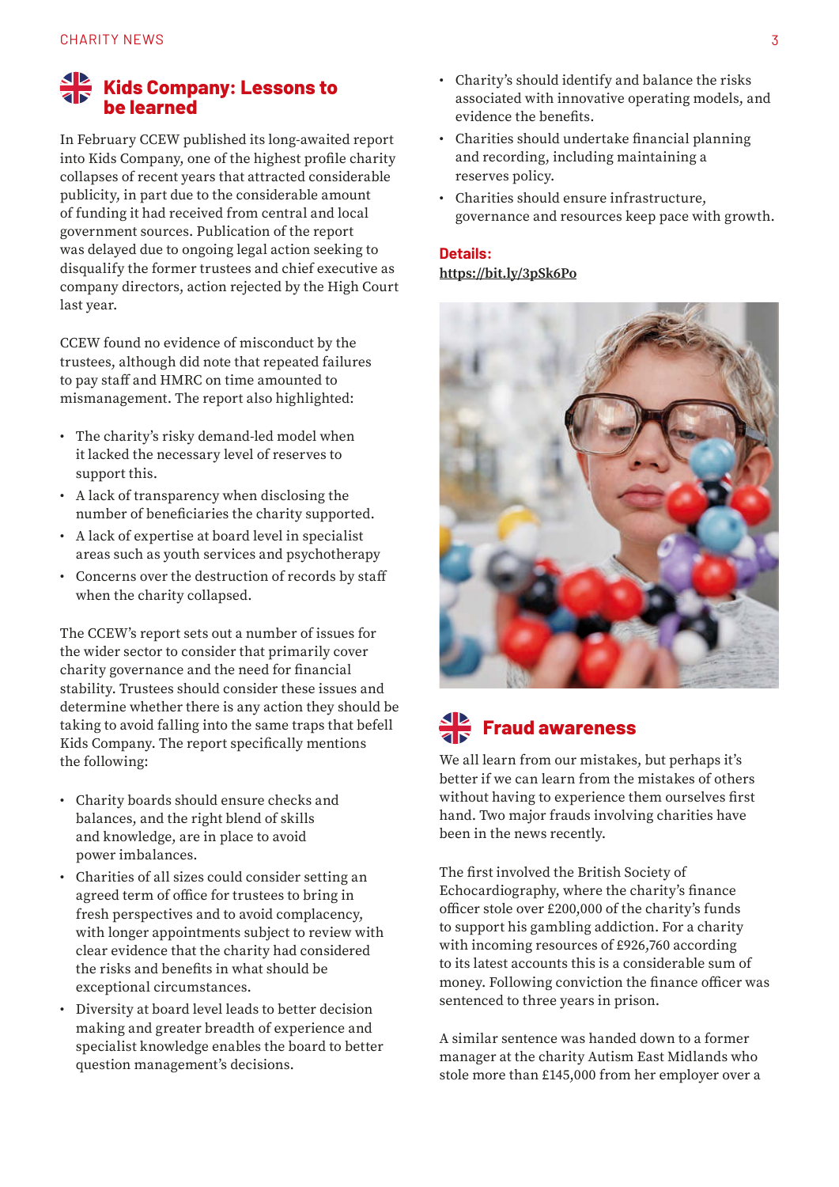## Kids Company: Lessons to be learned

In February CCEW published its long-awaited report into Kids Company, one of the highest profile charity collapses of recent years that attracted considerable publicity, in part due to the considerable amount of funding it had received from central and local government sources. Publication of the report was delayed due to ongoing legal action seeking to disqualify the former trustees and chief executive as company directors, action rejected by the High Court last year.

CCEW found no evidence of misconduct by the trustees, although did note that repeated failures to pay staff and HMRC on time amounted to mismanagement. The report also highlighted:

- The charity's risky demand-led model when it lacked the necessary level of reserves to support this.
- A lack of transparency when disclosing the number of beneficiaries the charity supported.
- A lack of expertise at board level in specialist areas such as youth services and psychotherapy
- Concerns over the destruction of records by staff when the charity collapsed.

The CCEW's report sets out a number of issues for the wider sector to consider that primarily cover charity governance and the need for financial stability. Trustees should consider these issues and determine whether there is any action they should be taking to avoid falling into the same traps that befell Kids Company. The report specifically mentions the following:

- Charity boards should ensure checks and balances, and the right blend of skills and knowledge, are in place to avoid power imbalances.
- Charities of all sizes could consider setting an agreed term of office for trustees to bring in fresh perspectives and to avoid complacency, with longer appointments subject to review with clear evidence that the charity had considered the risks and benefits in what should be exceptional circumstances.
- Diversity at board level leads to better decision making and greater breadth of experience and specialist knowledge enables the board to better question management's decisions.
- Charity's should identify and balance the risks associated with innovative operating models, and evidence the benefits.
- Charities should undertake financial planning and recording, including maintaining a reserves policy.
- Charities should ensure infrastructure, governance and resources keep pace with growth.

**Details:**
https://bit.ly/3pSk6Po

## Fraud awareness

We all learn from our mistakes, but perhaps it's better if we can learn from the mistakes of others without having to experience them ourselves first hand. Two major frauds involving charities have been in the news recently.

The first involved the British Society of Echocardiography, where the charity's finance officer stole over £200,000 of the charity's funds to support his gambling addiction. For a charity with incoming resources of £926,760 according to its latest accounts this is a considerable sum of money. Following conviction the finance officer was sentenced to three years in prison.

A similar sentence was handed down to a former manager at the charity Autism East Midlands who stole more than £145,000 from her employer over a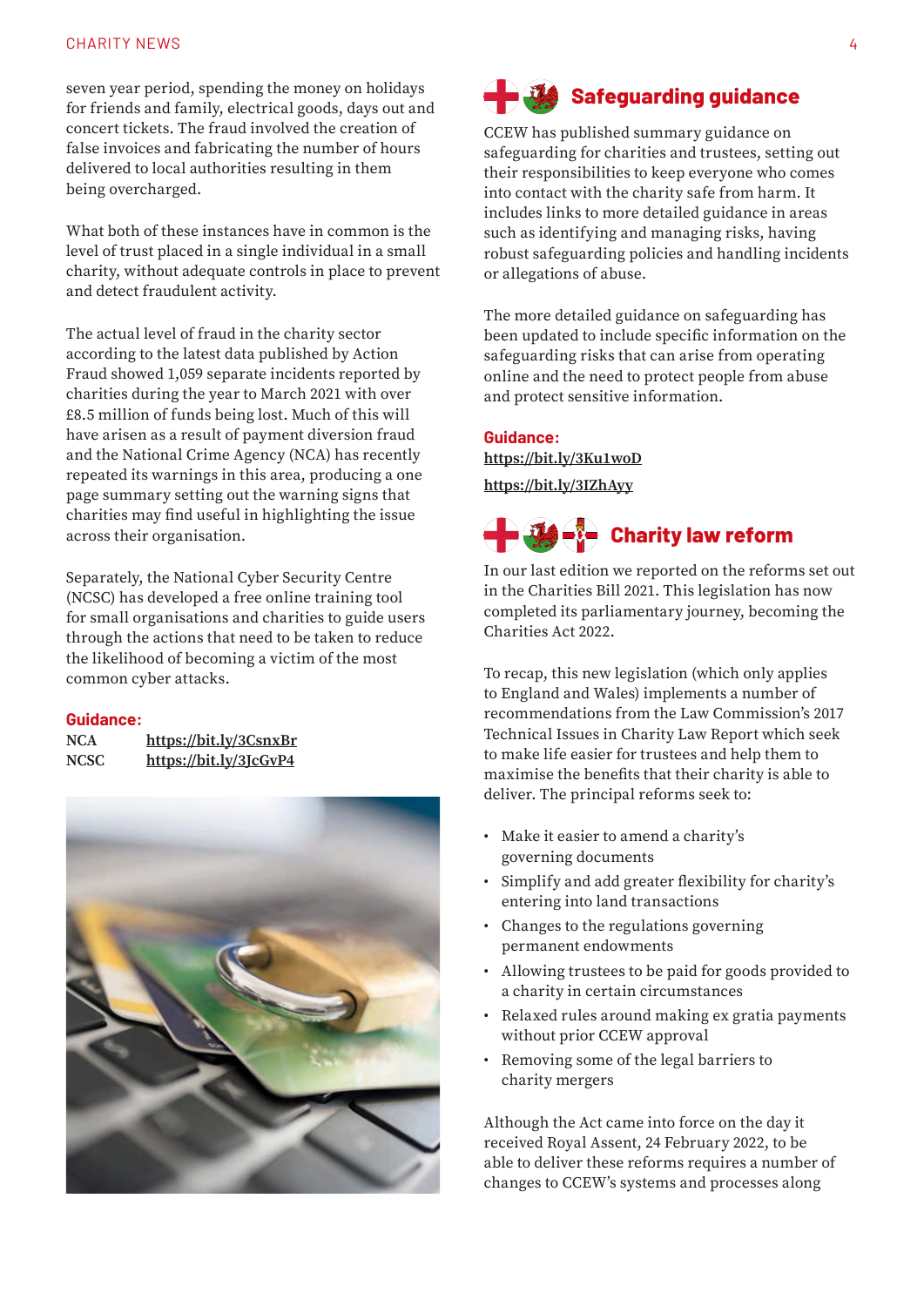seven year period, spending the money on holidays for friends and family, electrical goods, days out and concert tickets. The fraud involved the creation of false invoices and fabricating the number of hours delivered to local authorities resulting in them being overcharged.

What both of these instances have in common is the level of trust placed in a single individual in a small charity, without adequate controls in place to prevent and detect fraudulent activity.

The actual level of fraud in the charity sector according to the latest data published by Action Fraud showed 1,059 separate incidents reported by charities during the year to March 2021 with over £8.5 million of funds being lost. Much of this will have arisen as a result of payment diversion fraud and the National Crime Agency (NCA) has recently repeated its warnings in this area, producing a one page summary setting out the warning signs that charities may find useful in highlighting the issue across their organisation.

Separately, the National Cyber Security Centre (NCSC) has developed a free online training tool for small organisations and charities to guide users through the actions that need to be taken to reduce the likelihood of becoming a victim of the most common cyber attacks.

**Guidance:**

NCA https://bit.ly/3CsnxBr
NCSC https://bit.ly/3JcGvP4

## Safeguarding guidance

CCEW has published summary guidance on safeguarding for charities and trustees, setting out their responsibilities to keep everyone who comes into contact with the charity safe from harm. It includes links to more detailed guidance in areas such as identifying and managing risks, having robust safeguarding policies and handling incidents or allegations of abuse.

The more detailed guidance on safeguarding has been updated to include specific information on the safeguarding risks that can arise from operating online and the need to protect people from abuse and protect sensitive information.

**Guidance:**

https://bit.ly/3Ku1woD

https://bit.ly/3IZhAyy

## Charity law reform

In our last edition we reported on the reforms set out in the Charities Bill 2021. This legislation has now completed its parliamentary journey, becoming the Charities Act 2022.

To recap, this new legislation (which only applies to England and Wales) implements a number of recommendations from the Law Commission's 2017 Technical Issues in Charity Law Report which seek to make life easier for trustees and help them to maximise the benefits that their charity is able to deliver. The principal reforms seek to:

- Make it easier to amend a charity's governing documents
- Simplify and add greater flexibility for charity's entering into land transactions
- Changes to the regulations governing permanent endowments
- Allowing trustees to be paid for goods provided to a charity in certain circumstances
- Relaxed rules around making ex gratia payments without prior CCEW approval
- Removing some of the legal barriers to charity mergers

Although the Act came into force on the day it received Royal Assent, 24 February 2022, to be able to deliver these reforms requires a number of changes to CCEW's systems and processes along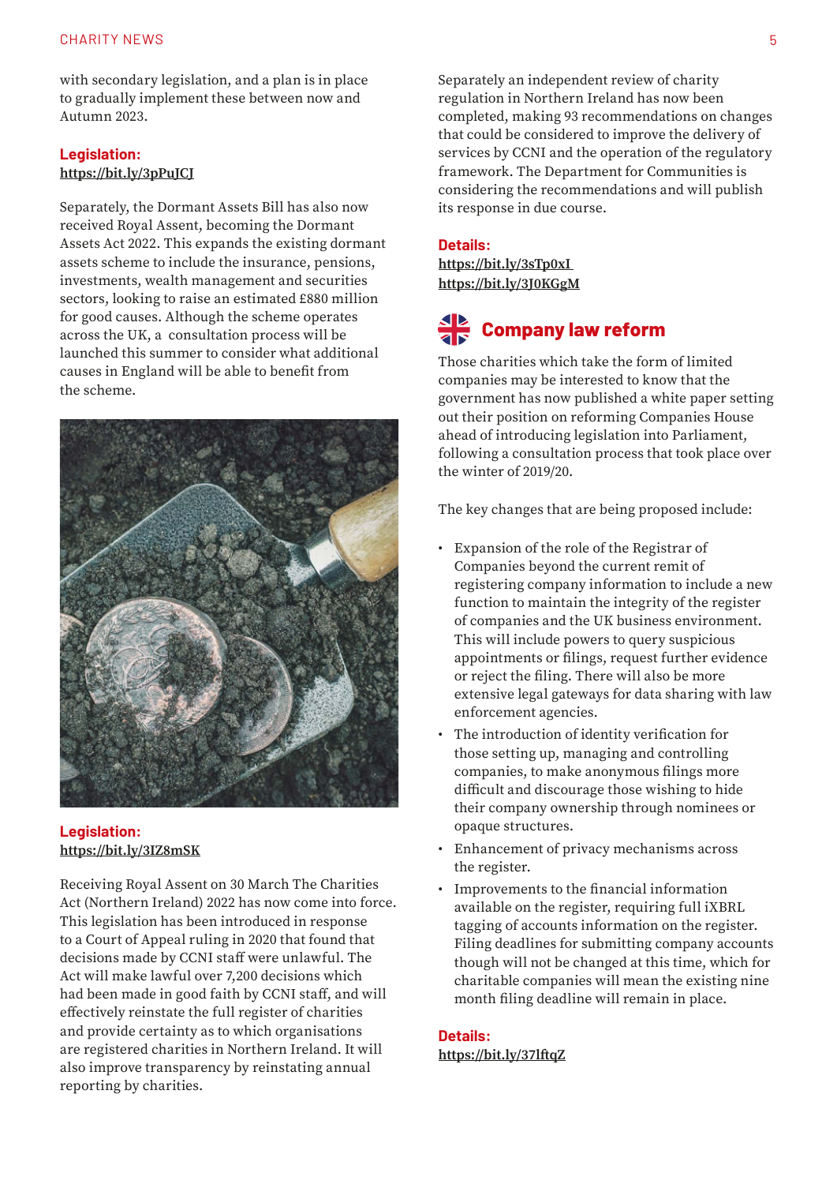with secondary legislation, and a plan is in place to gradually implement these between now and Autumn 2023.

**Legislation:**
https://bit.ly/3pPuJCJ

Separately, the Dormant Assets Bill has also now received Royal Assent, becoming the Dormant Assets Act 2022. This expands the existing dormant assets scheme to include the insurance, pensions, investments, wealth management and securities sectors, looking to raise an estimated £880 million for good causes. Although the scheme operates across the UK, a consultation process will be launched this summer to consider what additional causes in England will be able to benefit from the scheme.

**Legislation:**
https://bit.ly/3IZ8mSK

Receiving Royal Assent on 30 March The Charities Act (Northern Ireland) 2022 has now come into force. This legislation has been introduced in response to a Court of Appeal ruling in 2020 that found that decisions made by CCNI staff were unlawful. The Act will make lawful over 7,200 decisions which had been made in good faith by CCNI staff, and will effectively reinstate the full register of charities and provide certainty as to which organisations are registered charities in Northern Ireland. It will also improve transparency by reinstating annual reporting by charities.

Separately an independent review of charity regulation in Northern Ireland has now been completed, making 93 recommendations on changes that could be considered to improve the delivery of services by CCNI and the operation of the regulatory framework. The Department for Communities is considering the recommendations and will publish its response in due course.

**Details:**
https://bit.ly/3sTp0xI
https://bit.ly/3J0KGgM

## Company law reform

Those charities which take the form of limited companies may be interested to know that the government has now published a white paper setting out their position on reforming Companies House ahead of introducing legislation into Parliament, following a consultation process that took place over the winter of 2019/20.

The key changes that are being proposed include:

- Expansion of the role of the Registrar of Companies beyond the current remit of registering company information to include a new function to maintain the integrity of the register of companies and the UK business environment. This will include powers to query suspicious appointments or filings, request further evidence or reject the filing. There will also be more extensive legal gateways for data sharing with law enforcement agencies.
- The introduction of identity verification for those setting up, managing and controlling companies, to make anonymous filings more difficult and discourage those wishing to hide their company ownership through nominees or opaque structures.
- Enhancement of privacy mechanisms across the register.
- Improvements to the financial information available on the register, requiring full iXBRL tagging of accounts information on the register. Filing deadlines for submitting company accounts though will not be changed at this time, which for charitable companies will mean the existing nine month filing deadline will remain in place.

**Details:**
https://bit.ly/37lftqZ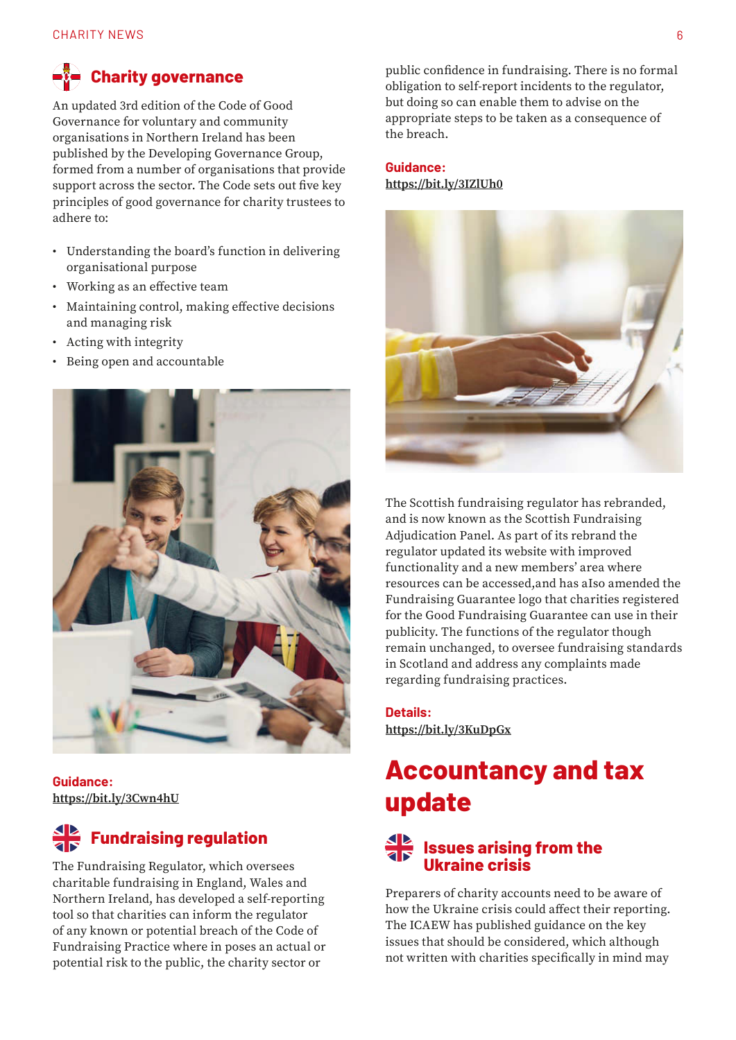## Charity governance

An updated 3rd edition of the Code of Good Governance for voluntary and community organisations in Northern Ireland has been published by the Developing Governance Group, formed from a number of organisations that provide support across the sector. The Code sets out five key principles of good governance for charity trustees to adhere to:

- Understanding the board's function in delivering organisational purpose
- Working as an effective team
- Maintaining control, making effective decisions and managing risk
- Acting with integrity
- Being open and accountable

**Guidance:**
https://bit.ly/3Cwn4hU

## Fundraising regulation

The Fundraising Regulator, which oversees charitable fundraising in England, Wales and Northern Ireland, has developed a self-reporting tool so that charities can inform the regulator of any known or potential breach of the Code of Fundraising Practice where in poses an actual or potential risk to the public, the charity sector or public confidence in fundraising. There is no formal obligation to self-report incidents to the regulator, but doing so can enable them to advise on the appropriate steps to be taken as a consequence of the breach.

**Guidance:**
https://bit.ly/3IZlUh0

The Scottish fundraising regulator has rebranded, and is now known as the Scottish Fundraising Adjudication Panel. As part of its rebrand the regulator updated its website with improved functionality and a new members' area where resources can be accessed,and has aIso amended the Fundraising Guarantee logo that charities registered for the Good Fundraising Guarantee can use in their publicity. The functions of the regulator though remain unchanged, to oversee fundraising standards in Scotland and address any complaints made regarding fundraising practices.

**Details:**
https://bit.ly/3KuDpGx

# Accountancy and tax update

## Issues arising from the Ukraine crisis

Preparers of charity accounts need to be aware of how the Ukraine crisis could affect their reporting. The ICAEW has published guidance on the key issues that should be considered, which although not written with charities specifically in mind may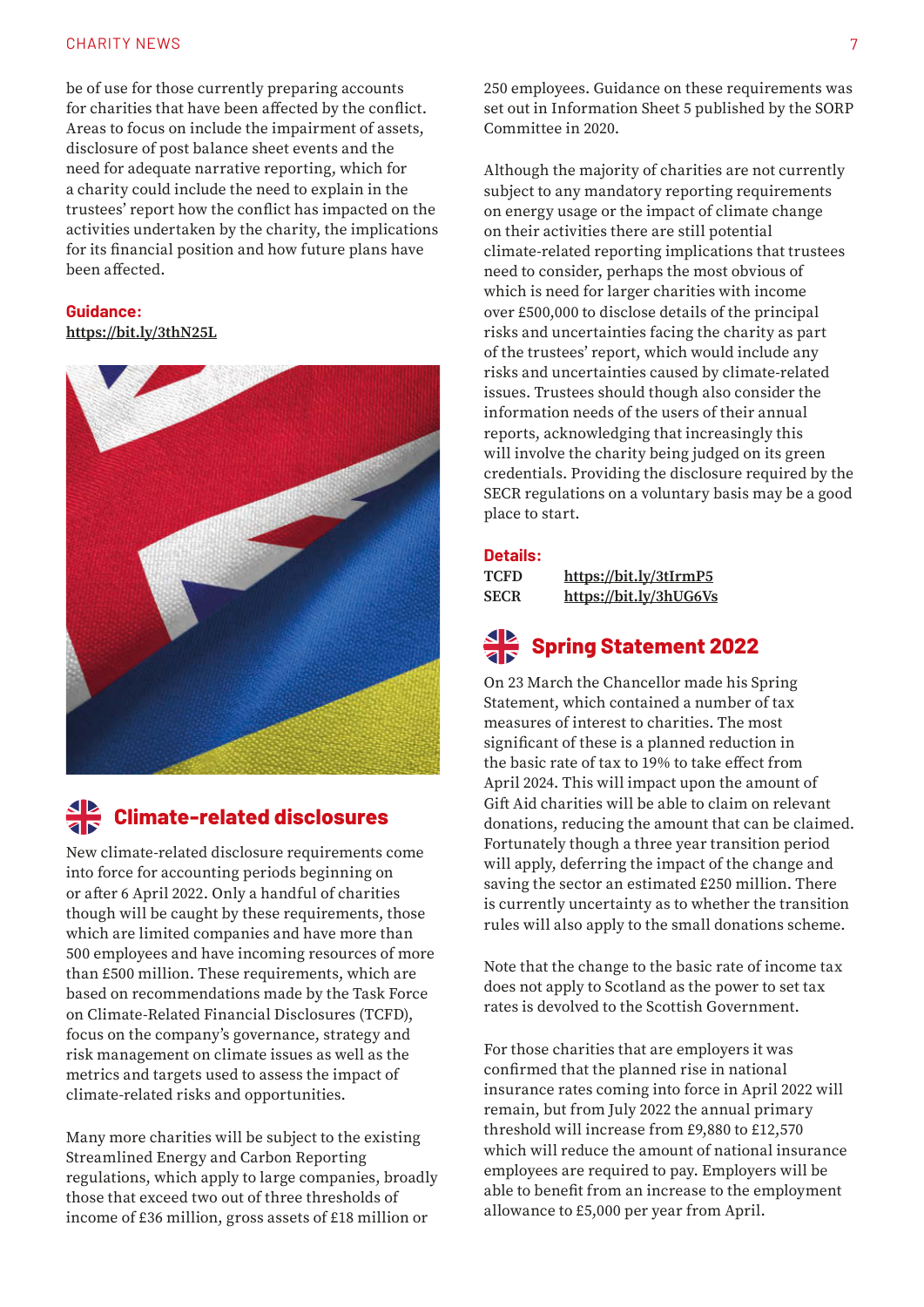be of use for those currently preparing accounts for charities that have been affected by the conflict. Areas to focus on include the impairment of assets, disclosure of post balance sheet events and the need for adequate narrative reporting, which for a charity could include the need to explain in the trustees' report how the conflict has impacted on the activities undertaken by the charity, the implications for its financial position and how future plans have been affected.

**Guidance:**
https://bit.ly/3thN25L

## Climate-related disclosures

New climate-related disclosure requirements come into force for accounting periods beginning on or after 6 April 2022. Only a handful of charities though will be caught by these requirements, those which are limited companies and have more than 500 employees and have incoming resources of more than £500 million. These requirements, which are based on recommendations made by the Task Force on Climate-Related Financial Disclosures (TCFD), focus on the company's governance, strategy and risk management on climate issues as well as the metrics and targets used to assess the impact of climate-related risks and opportunities.

Many more charities will be subject to the existing Streamlined Energy and Carbon Reporting regulations, which apply to large companies, broadly those that exceed two out of three thresholds of income of £36 million, gross assets of £18 million or 250 employees. Guidance on these requirements was set out in Information Sheet 5 published by the SORP Committee in 2020.

Although the majority of charities are not currently subject to any mandatory reporting requirements on energy usage or the impact of climate change on their activities there are still potential climate-related reporting implications that trustees need to consider, perhaps the most obvious of which is need for larger charities with income over £500,000 to disclose details of the principal risks and uncertainties facing the charity as part of the trustees' report, which would include any risks and uncertainties caused by climate-related issues. Trustees should though also consider the information needs of the users of their annual reports, acknowledging that increasingly this will involve the charity being judged on its green credentials. Providing the disclosure required by the SECR regulations on a voluntary basis may be a good place to start.

**Details:**

| | |
|---|---|
| TCFD | https://bit.ly/3tIrmP5 |
| SECR | https://bit.ly/3hUG6Vs |

## Spring Statement 2022

On 23 March the Chancellor made his Spring Statement, which contained a number of tax measures of interest to charities. The most significant of these is a planned reduction in the basic rate of tax to 19% to take effect from April 2024. This will impact upon the amount of Gift Aid charities will be able to claim on relevant donations, reducing the amount that can be claimed. Fortunately though a three year transition period will apply, deferring the impact of the change and saving the sector an estimated £250 million. There is currently uncertainty as to whether the transition rules will also apply to the small donations scheme.

Note that the change to the basic rate of income tax does not apply to Scotland as the power to set tax rates is devolved to the Scottish Government.

For those charities that are employers it was confirmed that the planned rise in national insurance rates coming into force in April 2022 will remain, but from July 2022 the annual primary threshold will increase from £9,880 to £12,570 which will reduce the amount of national insurance employees are required to pay. Employers will be able to benefit from an increase to the employment allowance to £5,000 per year from April.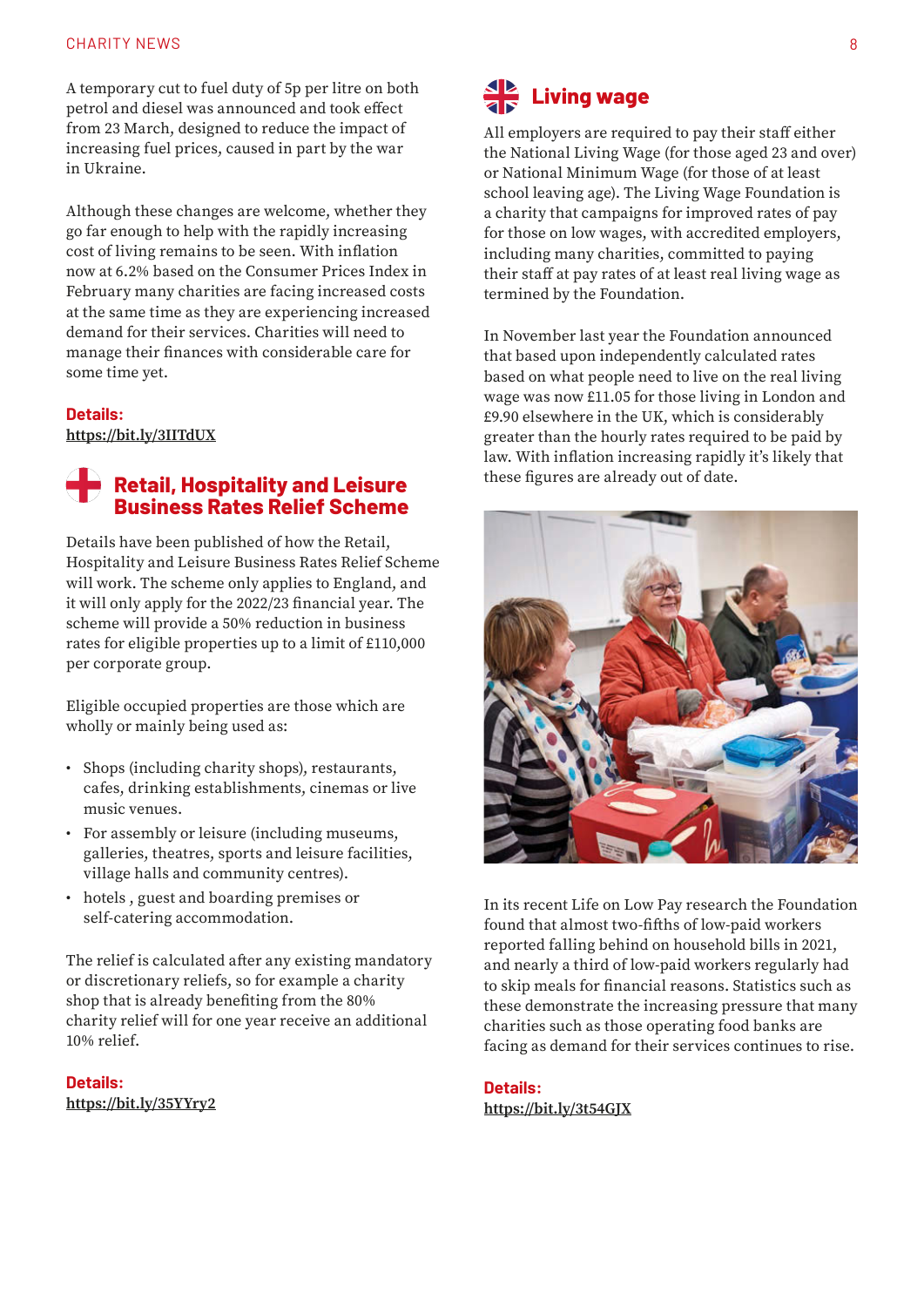A temporary cut to fuel duty of 5p per litre on both petrol and diesel was announced and took effect from 23 March, designed to reduce the impact of increasing fuel prices, caused in part by the war in Ukraine.

Although these changes are welcome, whether they go far enough to help with the rapidly increasing cost of living remains to be seen. With inflation now at 6.2% based on the Consumer Prices Index in February many charities are facing increased costs at the same time as they are experiencing increased demand for their services. Charities will need to manage their finances with considerable care for some time yet.

**Details:**
https://bit.ly/3IITdUX

## Retail, Hospitality and Leisure Business Rates Relief Scheme

Details have been published of how the Retail, Hospitality and Leisure Business Rates Relief Scheme will work. The scheme only applies to England, and it will only apply for the 2022/23 financial year. The scheme will provide a 50% reduction in business rates for eligible properties up to a limit of £110,000 per corporate group.

Eligible occupied properties are those which are wholly or mainly being used as:

- Shops (including charity shops), restaurants, cafes, drinking establishments, cinemas or live music venues.
- For assembly or leisure (including museums, galleries, theatres, sports and leisure facilities, village halls and community centres).
- hotels , guest and boarding premises or self-catering accommodation.

The relief is calculated after any existing mandatory or discretionary reliefs, so for example a charity shop that is already benefiting from the 80% charity relief will for one year receive an additional 10% relief.

**Details:**
https://bit.ly/35YYry2

## Living wage

All employers are required to pay their staff either the National Living Wage (for those aged 23 and over) or National Minimum Wage (for those of at least school leaving age). The Living Wage Foundation is a charity that campaigns for improved rates of pay for those on low wages, with accredited employers, including many charities, committed to paying their staff at pay rates of at least real living wage as termined by the Foundation.

In November last year the Foundation announced that based upon independently calculated rates based on what people need to live on the real living wage was now £11.05 for those living in London and £9.90 elsewhere in the UK, which is considerably greater than the hourly rates required to be paid by law. With inflation increasing rapidly it's likely that these figures are already out of date.

In its recent Life on Low Pay research the Foundation found that almost two-fifths of low-paid workers reported falling behind on household bills in 2021, and nearly a third of low-paid workers regularly had to skip meals for financial reasons. Statistics such as these demonstrate the increasing pressure that many charities such as those operating food banks are facing as demand for their services continues to rise.

**Details:**
https://bit.ly/3t54GJX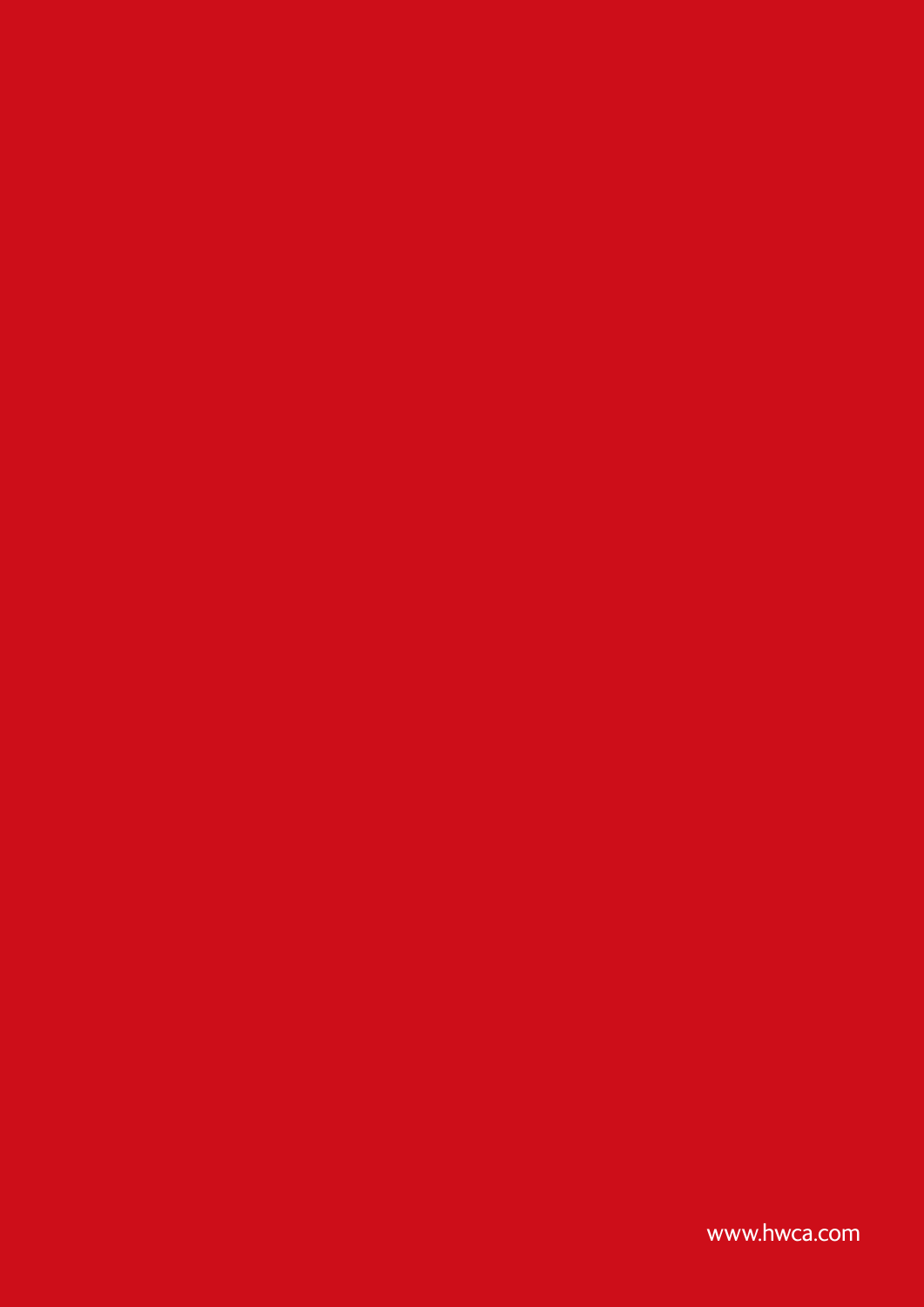www.hwca.com